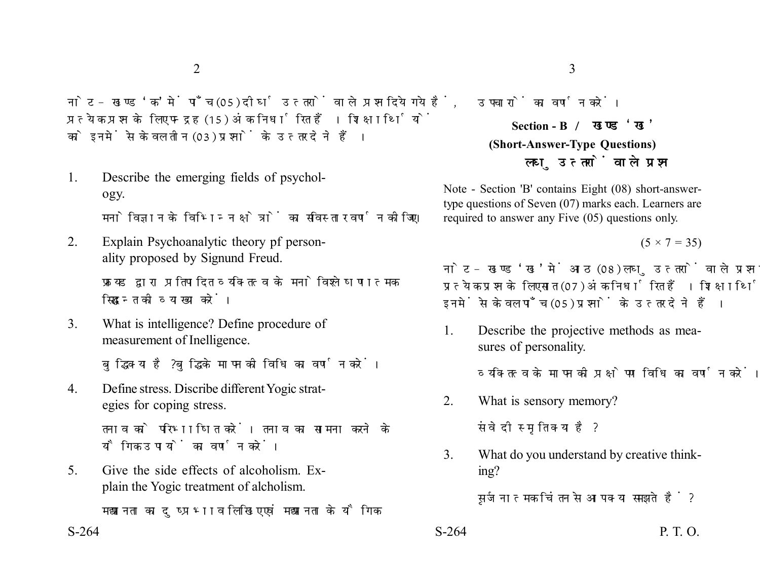नोट - खण्ड 'क' में पाँच (05) दीर्घ उत्तरों वाले प्रश्न दिये गये हैं, प्रत्येक प्रश्न के लिए पन्द्रह (15) अंक निर्धारित हैं। शिक्षार्थियों को इनमें से केवल तीन (03) प्रश्नों के उत्तर देने हैं।

1. Describe the emerging fields of psychology.

   मनोविज्ञान के विभिन्न क्षेत्रों का सविस्तार वर्णन कीजिए।

2. Explain Psychoanalytic theory pf personality proposed by Signund Freud.

   फ्रायड द्वारा प्रतिपादित व्यक्तित्व के मनोविश्लेषणात्मक सिद्धान्त की व्याख्या करें।

3. What is intelligence? Define procedure of measurement of Inelligence.

   बुद्धि क्या है? बुद्धि के मापन की विधि का वर्णन करें।

4. Define stress. Discribe different Yogic strategies for coping stress.

   तनाव को परिभाषित करें। तनाव का सामना करने के यौगिक उपायों का वर्णन करें।

5. Give the side effects of alcoholism. Explain the Yogic treatment of alcholism.

   मद्यपानता का दुष्प्रभाव लिखिए एवं मद्यपानता के यौगिक उपचारों का वर्णन करें।

## Section - B / खण्ड 'ख'

### (Short-Answer-Type Questions)

### लघु उत्तरों वाले प्रश्न

Note - Section 'B' contains Eight (08) short-answer-type questions of Seven (07) marks each. Learners are required to answer any Five (05) questions only.

$(5 \times 7 = 35)$

नोट - खण्ड 'ख' में आठ (08) लघु उत्तरों वाले प्रश्न दिये गये हैं, प्रत्येक प्रश्न के लिए सात (07) अंक निर्धारित हैं। शिक्षार्थियों को इनमें से केवल पाँच (05) प्रश्नों के उत्तर देने हैं।

1. Describe the projective methods as measures of personality.

   व्यक्तित्व के मापन की प्रक्षेपण विधि का वर्णन करें।

2. What is sensory memory?

   संवेदी स्मृति क्या है?

3. What do you understand by creative thinking?

   सृजनात्मक चिंतन से आप क्या समझते हैं?

P. T. O.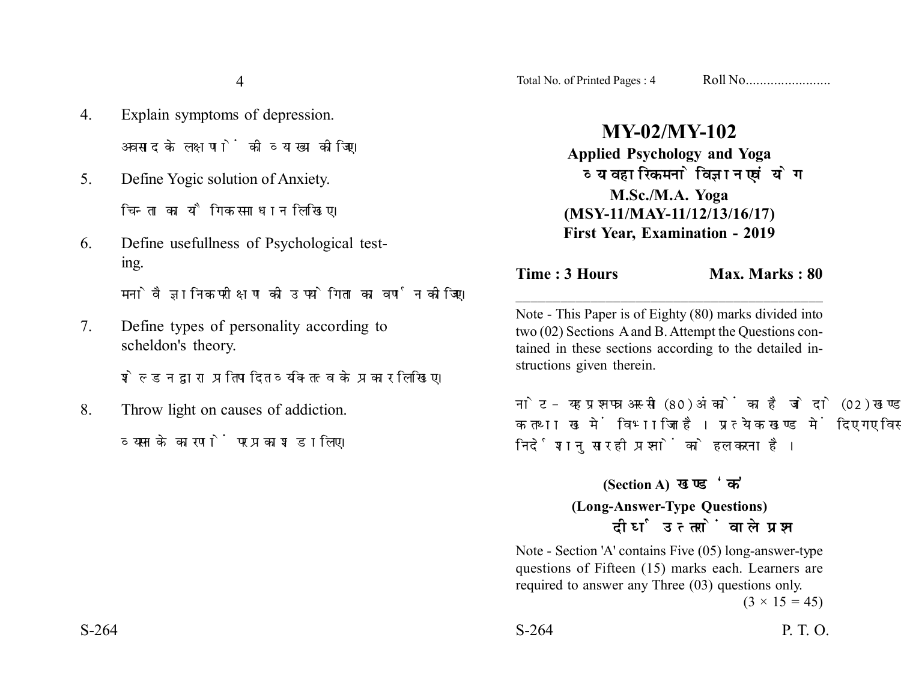4. Explain symptoms of depression.

   अवसाद के लक्षणों की व्याख्या कीजिए।

5. Define Yogic solution of Anxiety.

   चिन्ता का यौगिक समाधान लिखिए।

6. Define usefullness of Psychological testing.

   मनोवैज्ञानिक परीक्षण की उपयोगिता का वर्णन कीजिए।

7. Define types of personality according to scheldon's theory.

   शेल्डन द्वारा प्रतिपादित व्यक्तित्व के प्रकार लिखिए।

8. Throw light on causes of addiction.

   व्यसन के कारणों पर प्रकाश डालिए।

Total No. of Printed Pages : 4 Roll No.......................

# MY-02/MY-102

## Applied Psychology and Yoga

## व्यवहारिक मनोविज्ञान एवं योग

### M.Sc./M.A. Yoga

### (MSY-11/MAY-11/12/13/16/17)

### First Year, Examination - 2019

**Time : 3 Hours** **Max. Marks : 80**

---

Note - This Paper is of Eighty (80) marks divided into two (02) Sections A and B. Attempt the Questions contained in these sections according to the detailed instructions given therein.

नोट - यह प्रश्नपत्र अस्सी (80) अंकों का है जो दो (02) खण्डों क तथा ख में विभाजित है। प्रत्येक खण्ड में दिए गए विस्तृत निर्देशानुसार ही प्रश्नों को हल करना है।

**(Section A) खण्ड 'क'**

**(Long-Answer-Type Questions)**

**दीर्घ उत्तरों वाले प्रश्न**

Note - Section 'A' contains Five (05) long-answer-type questions of Fifteen (15) marks each. Learners are required to answer any Three (03) questions only.

$(3 \times 15 = 45)$